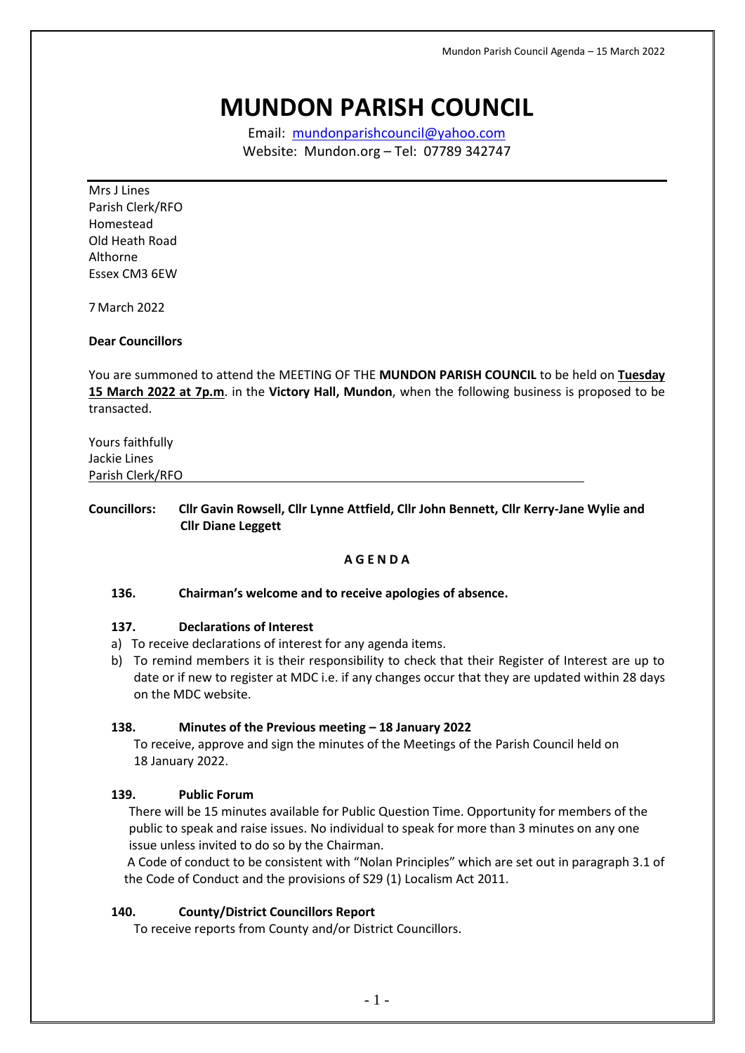# MUNDON PARISH COUNCIL

Email: mundonparishcouncil@yahoo.com
Website: Mundon.org – Tel: 07789 342747

---

Mrs J Lines
Parish Clerk/RFO
Homestead
Old Heath Road
Althorne
Essex CM3 6EW

7 March 2022

**Dear Councillors**

You are summoned to attend the MEETING OF THE **MUNDON PARISH COUNCIL** to be held on **Tuesday 15 March 2022 at 7p.m**. in the **Victory Hall, Mundon**, when the following business is proposed to be transacted.

Yours faithfully
Jackie Lines
Parish Clerk/RFO

**Councillors: Cllr Gavin Rowsell, Cllr Lynne Attfield, Cllr John Bennett, Cllr Kerry-Jane Wylie and Cllr Diane Leggett**

**A G E N D A**

**136. Chairman's welcome and to receive apologies of absence.**

**137. Declarations of Interest**

a) To receive declarations of interest for any agenda items.
b) To remind members it is their responsibility to check that their Register of Interest are up to date or if new to register at MDC i.e. if any changes occur that they are updated within 28 days on the MDC website.

**138. Minutes of the Previous meeting – 18 January 2022**

To receive, approve and sign the minutes of the Meetings of the Parish Council held on 18 January 2022.

**139. Public Forum**

There will be 15 minutes available for Public Question Time. Opportunity for members of the public to speak and raise issues. No individual to speak for more than 3 minutes on any one issue unless invited to do so by the Chairman.

A Code of conduct to be consistent with "Nolan Principles" which are set out in paragraph 3.1 of the Code of Conduct and the provisions of S29 (1) Localism Act 2011.

**140. County/District Councillors Report**

To receive reports from County and/or District Councillors.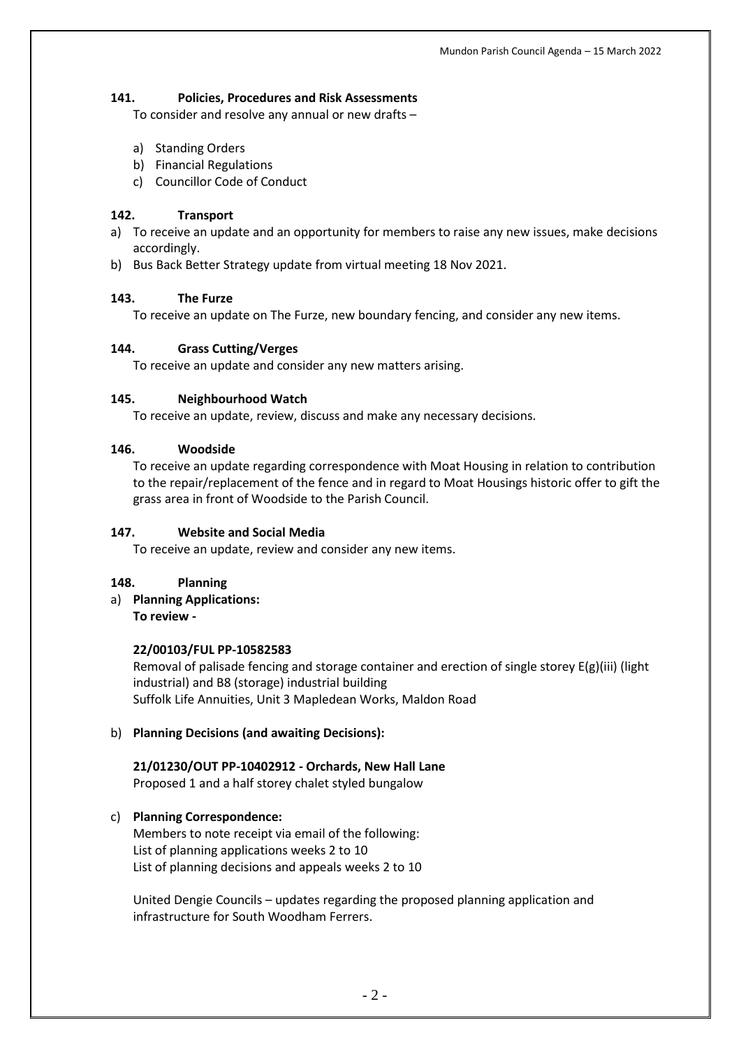### 141. Policies, Procedures and Risk Assessments

To consider and resolve any annual or new drafts –

a) Standing Orders
b) Financial Regulations
c) Councillor Code of Conduct

### 142. Transport

a) To receive an update and an opportunity for members to raise any new issues, make decisions accordingly.
b) Bus Back Better Strategy update from virtual meeting 18 Nov 2021.

### 143. The Furze

To receive an update on The Furze, new boundary fencing, and consider any new items.

### 144. Grass Cutting/Verges

To receive an update and consider any new matters arising.

### 145. Neighbourhood Watch

To receive an update, review, discuss and make any necessary decisions.

### 146. Woodside

To receive an update regarding correspondence with Moat Housing in relation to contribution to the repair/replacement of the fence and in regard to Moat Housings historic offer to gift the grass area in front of Woodside to the Parish Council.

### 147. Website and Social Media

To receive an update, review and consider any new items.

### 148. Planning

a) **Planning Applications:**
**To review -**

**22/00103/FUL PP-10582583**
Removal of palisade fencing and storage container and erection of single storey E(g)(iii) (light industrial) and B8 (storage) industrial building
Suffolk Life Annuities, Unit 3 Mapledean Works, Maldon Road

b) **Planning Decisions (and awaiting Decisions):**

**21/01230/OUT PP-10402912 - Orchards, New Hall Lane**
Proposed 1 and a half storey chalet styled bungalow

c) **Planning Correspondence:**
Members to note receipt via email of the following:
List of planning applications weeks 2 to 10
List of planning decisions and appeals weeks 2 to 10

United Dengie Councils – updates regarding the proposed planning application and infrastructure for South Woodham Ferrers.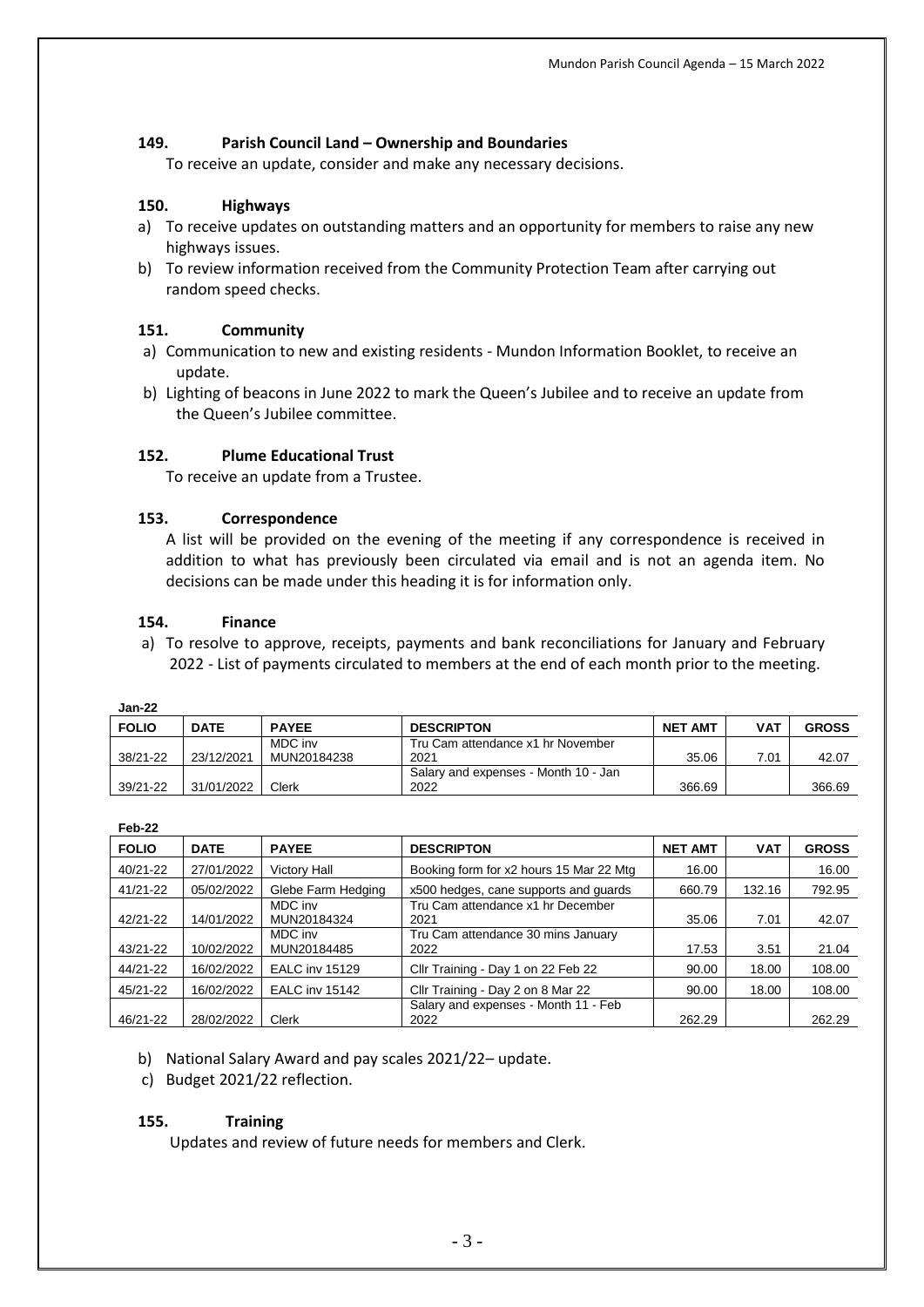### 149. Parish Council Land – Ownership and Boundaries

To receive an update, consider and make any necessary decisions.

### 150. Highways

a) To receive updates on outstanding matters and an opportunity for members to raise any new highways issues.

b) To review information received from the Community Protection Team after carrying out random speed checks.

### 151. Community

a) Communication to new and existing residents - Mundon Information Booklet, to receive an update.

b) Lighting of beacons in June 2022 to mark the Queen's Jubilee and to receive an update from the Queen's Jubilee committee.

### 152. Plume Educational Trust

To receive an update from a Trustee.

### 153. Correspondence

A list will be provided on the evening of the meeting if any correspondence is received in addition to what has previously been circulated via email and is not an agenda item. No decisions can be made under this heading it is for information only.

### 154. Finance

a) To resolve to approve, receipts, payments and bank reconciliations for January and February 2022 - List of payments circulated to members at the end of each month prior to the meeting.

**Jan-22**

| FOLIO | DATE | PAYEE | DESCRIPTON | NET AMT | VAT | GROSS |
|---|---|---|---|---|---|---|
| 38/21-22 | 23/12/2021 | MDC inv MUN20184238 | Tru Cam attendance x1 hr November 2021 | 35.06 | 7.01 | 42.07 |
| 39/21-22 | 31/01/2022 | Clerk | Salary and expenses - Month 10 - Jan 2022 | 366.69 | | 366.69 |

**Feb-22**

| FOLIO | DATE | PAYEE | DESCRIPTON | NET AMT | VAT | GROSS |
|---|---|---|---|---|---|---|
| 40/21-22 | 27/01/2022 | Victory Hall | Booking form for x2 hours 15 Mar 22 Mtg | 16.00 | | 16.00 |
| 41/21-22 | 05/02/2022 | Glebe Farm Hedging | x500 hedges, cane supports and guards | 660.79 | 132.16 | 792.95 |
| 42/21-22 | 14/01/2022 | MDC inv MUN20184324 | Tru Cam attendance x1 hr December 2021 | 35.06 | 7.01 | 42.07 |
| 43/21-22 | 10/02/2022 | MDC inv MUN20184485 | Tru Cam attendance 30 mins January 2022 | 17.53 | 3.51 | 21.04 |
| 44/21-22 | 16/02/2022 | EALC inv 15129 | Cllr Training - Day 1 on 22 Feb 22 | 90.00 | 18.00 | 108.00 |
| 45/21-22 | 16/02/2022 | EALC inv 15142 | Cllr Training - Day 2 on 8 Mar 22 | 90.00 | 18.00 | 108.00 |
| 46/21-22 | 28/02/2022 | Clerk | Salary and expenses - Month 11 - Feb 2022 | 262.29 | | 262.29 |

b) National Salary Award and pay scales 2021/22– update.

c) Budget 2021/22 reflection.

### 155. Training

Updates and review of future needs for members and Clerk.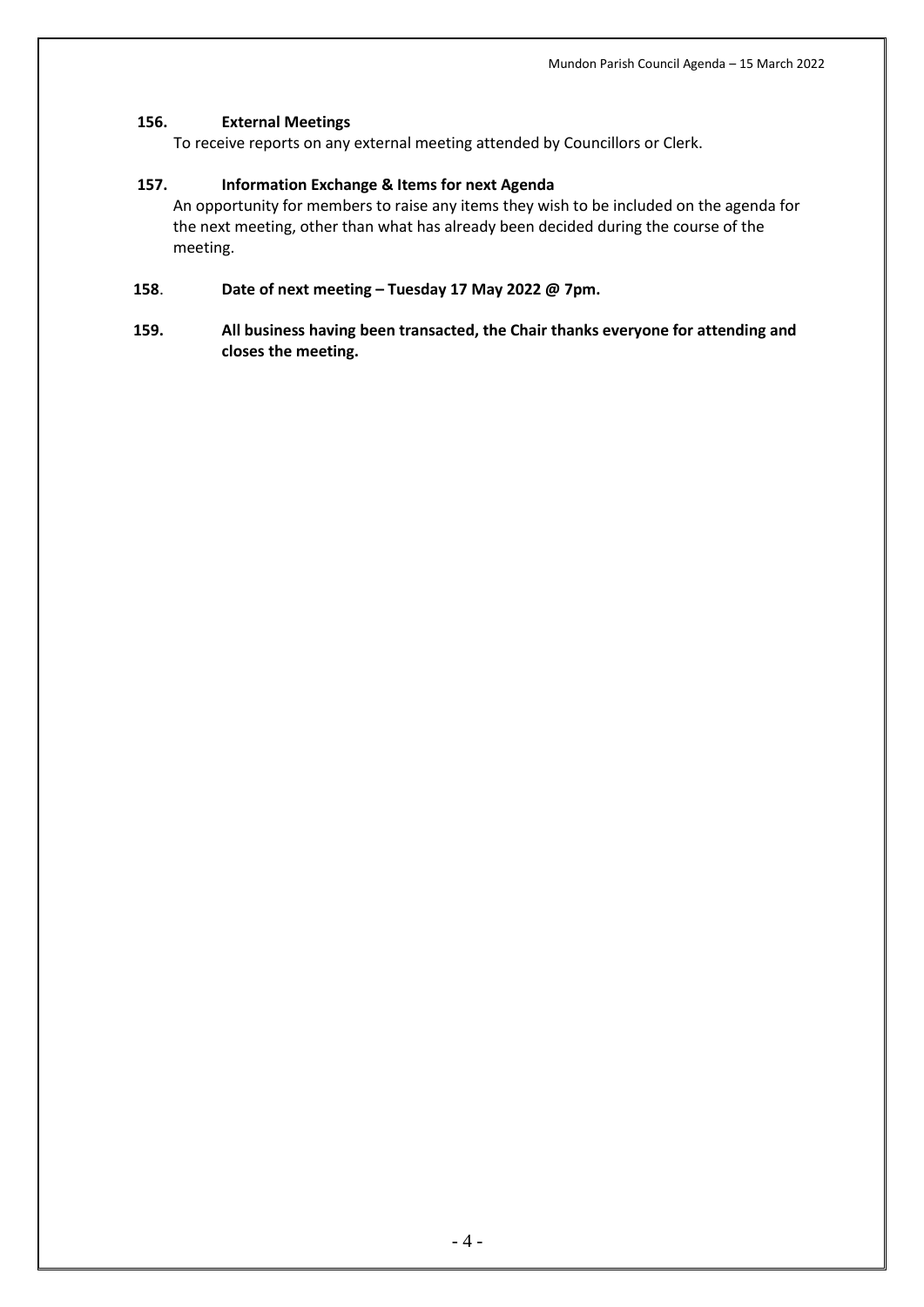**156. External Meetings**

To receive reports on any external meeting attended by Councillors or Clerk.

**157. Information Exchange & Items for next Agenda**

An opportunity for members to raise any items they wish to be included on the agenda for the next meeting, other than what has already been decided during the course of the meeting.

**158**. **Date of next meeting – Tuesday 17 May 2022 @ 7pm.**

**159. All business having been transacted, the Chair thanks everyone for attending and closes the meeting.**